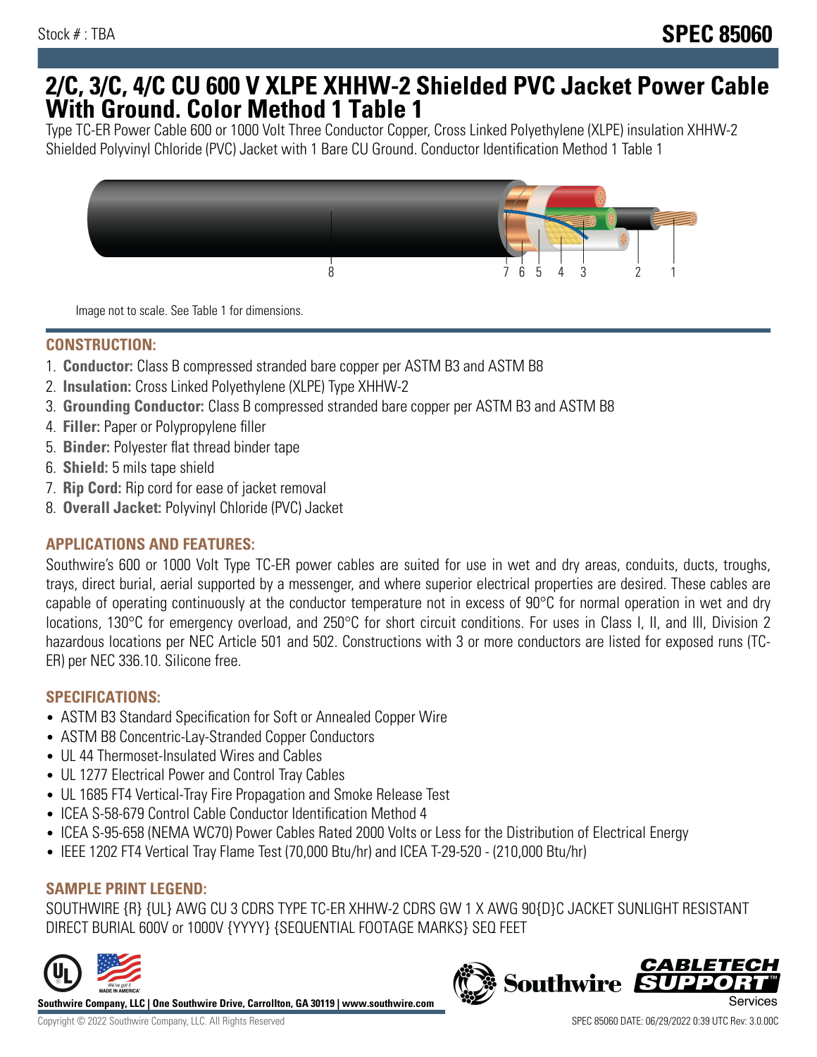Stock # : TBA

# SPEC 85060

# 2/C, 3/C, 4/C CU 600 V XLPE XHHW-2 Shielded PVC Jacket Power Cable With Ground. Color Method 1 Table 1

Type TC-ER Power Cable 600 or 1000 Volt Three Conductor Copper, Cross Linked Polyethylene (XLPE) insulation XHHW-2 Shielded Polyvinyl Chloride (PVC) Jacket with 1 Bare CU Ground. Conductor Identification Method 1 Table 1

Image not to scale. See Table 1 for dimensions.

## CONSTRUCTION:

1. **Conductor:** Class B compressed stranded bare copper per ASTM B3 and ASTM B8
2. **Insulation:** Cross Linked Polyethylene (XLPE) Type XHHW-2
3. **Grounding Conductor:** Class B compressed stranded bare copper per ASTM B3 and ASTM B8
4. **Filler:** Paper or Polypropylene filler
5. **Binder:** Polyester flat thread binder tape
6. **Shield:** 5 mils tape shield
7. **Rip Cord:** Rip cord for ease of jacket removal
8. **Overall Jacket:** Polyvinyl Chloride (PVC) Jacket

## APPLICATIONS AND FEATURES:

Southwire's 600 or 1000 Volt Type TC-ER power cables are suited for use in wet and dry areas, conduits, ducts, troughs, trays, direct burial, aerial supported by a messenger, and where superior electrical properties are desired. These cables are capable of operating continuously at the conductor temperature not in excess of 90°C for normal operation in wet and dry locations, 130°C for emergency overload, and 250°C for short circuit conditions. For uses in Class I, II, and III, Division 2 hazardous locations per NEC Article 501 and 502. Constructions with 3 or more conductors are listed for exposed runs (TC-ER) per NEC 336.10. Silicone free.

## SPECIFICATIONS:

- ASTM B3 Standard Specification for Soft or Annealed Copper Wire
- ASTM B8 Concentric-Lay-Stranded Copper Conductors
- UL 44 Thermoset-Insulated Wires and Cables
- UL 1277 Electrical Power and Control Tray Cables
- UL 1685 FT4 Vertical-Tray Fire Propagation and Smoke Release Test
- ICEA S-58-679 Control Cable Conductor Identification Method 4
- ICEA S-95-658 (NEMA WC70) Power Cables Rated 2000 Volts or Less for the Distribution of Electrical Energy
- IEEE 1202 FT4 Vertical Tray Flame Test (70,000 Btu/hr) and ICEA T-29-520 - (210,000 Btu/hr)

## SAMPLE PRINT LEGEND:

SOUTHWIRE {R} {UL} AWG CU 3 CDRS TYPE TC-ER XHHW-2 CDRS GW 1 X AWG 90{D}C JACKET SUNLIGHT RESISTANT DIRECT BURIAL 600V or 1000V {YYYY} {SEQUENTIAL FOOTAGE MARKS} SEQ FEET

**Southwire Company, LLC | One Southwire Drive, Carrollton, GA 30119 | www.southwire.com**

Copyright © 2022 Southwire Company, LLC. All Rights Reserved

SPEC 85060 DATE: 06/29/2022 0:39 UTC Rev: 3.0.00C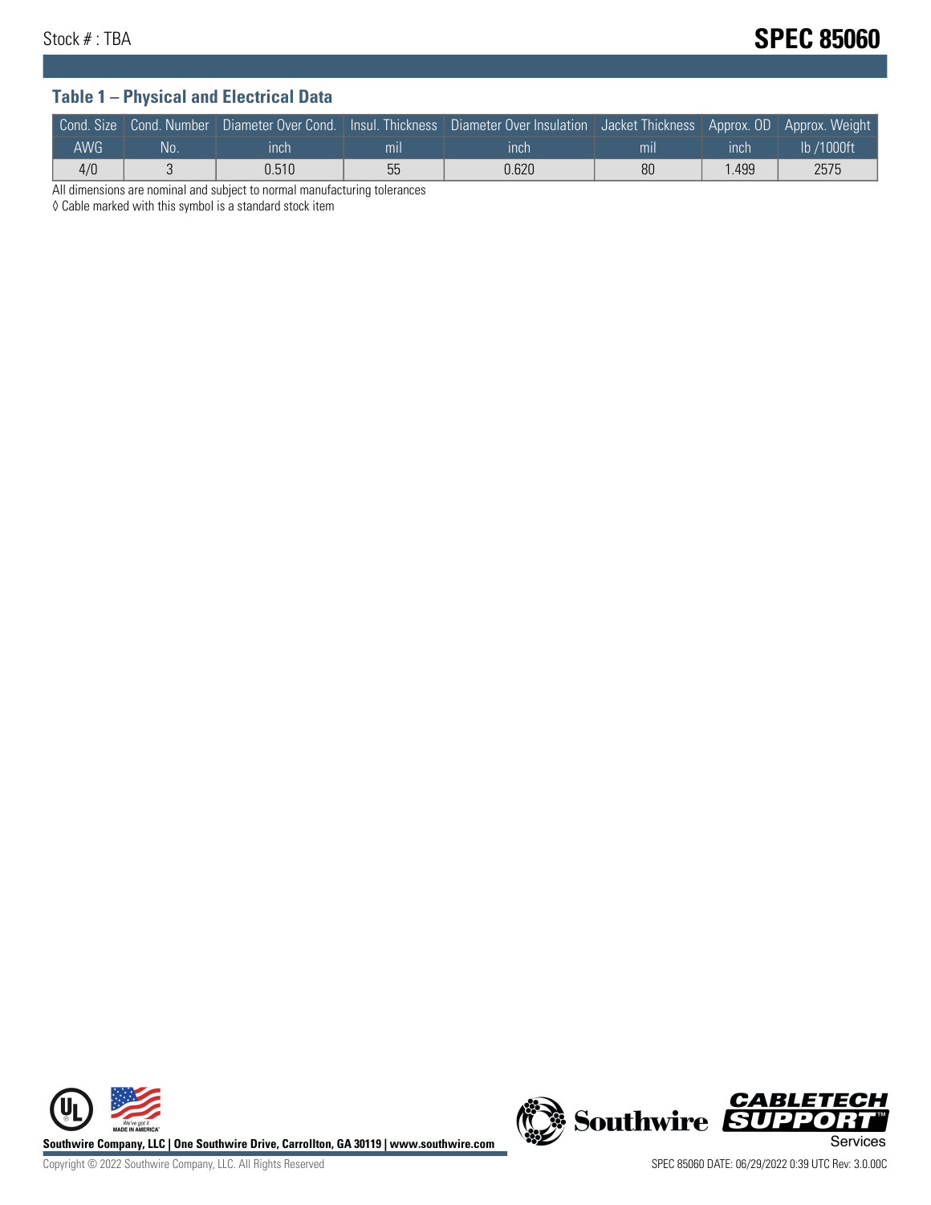### Table 1 – Physical and Electrical Data

| Cond. Size | Cond. Number | Diameter Over Cond. | Insul. Thickness | Diameter Over Insulation | Jacket Thickness | Approx. OD | Approx. Weight |
|---|---|---|---|---|---|---|---|
| AWG | No. | inch | mil | inch | mil | inch | lb /1000ft |
| 4/0 | 3 | 0.510 | 55 | 0.620 | 80 | 1.499 | 2575 |

All dimensions are nominal and subject to normal manufacturing tolerances

◊ Cable marked with this symbol is a standard stock item

**Southwire Company, LLC | One Southwire Drive, Carrollton, GA 30119 | www.southwire.com**

Copyright © 2022 Southwire Company, LLC. All Rights Reserved

SPEC 85060 DATE: 06/29/2022 0:39 UTC Rev: 3.0.00C